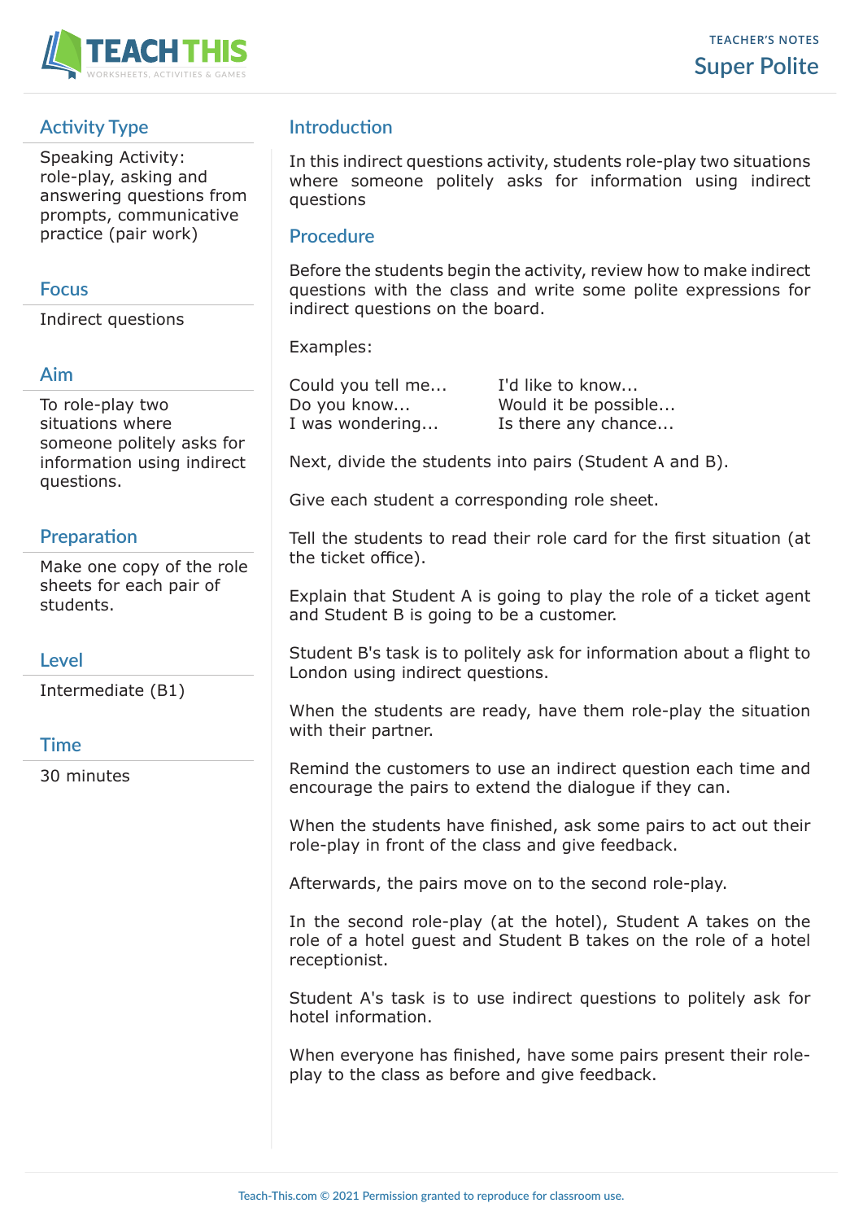TEACHER'S NOTES

# Super Polite

## Activity Type

Speaking Activity: role-play, asking and answering questions from prompts, communicative practice (pair work)

## Focus

Indirect questions

## Aim

To role-play two situations where someone politely asks for information using indirect questions.

## Preparation

Make one copy of the role sheets for each pair of students.

## Level

Intermediate (B1)

## Time

30 minutes

## Introduction

In this indirect questions activity, students role-play two situations where someone politely asks for information using indirect questions

## Procedure

Before the students begin the activity, review how to make indirect questions with the class and write some polite expressions for indirect questions on the board.

Examples:

| | |
|---|---|
| Could you tell me... | I'd like to know... |
| Do you know... | Would it be possible... |
| I was wondering... | Is there any chance... |

Next, divide the students into pairs (Student A and B).

Give each student a corresponding role sheet.

Tell the students to read their role card for the first situation (at the ticket office).

Explain that Student A is going to play the role of a ticket agent and Student B is going to be a customer.

Student B's task is to politely ask for information about a flight to London using indirect questions.

When the students are ready, have them role-play the situation with their partner.

Remind the customers to use an indirect question each time and encourage the pairs to extend the dialogue if they can.

When the students have finished, ask some pairs to act out their role-play in front of the class and give feedback.

Afterwards, the pairs move on to the second role-play.

In the second role-play (at the hotel), Student A takes on the role of a hotel guest and Student B takes on the role of a hotel receptionist.

Student A's task is to use indirect questions to politely ask for hotel information.

When everyone has finished, have some pairs present their role-play to the class as before and give feedback.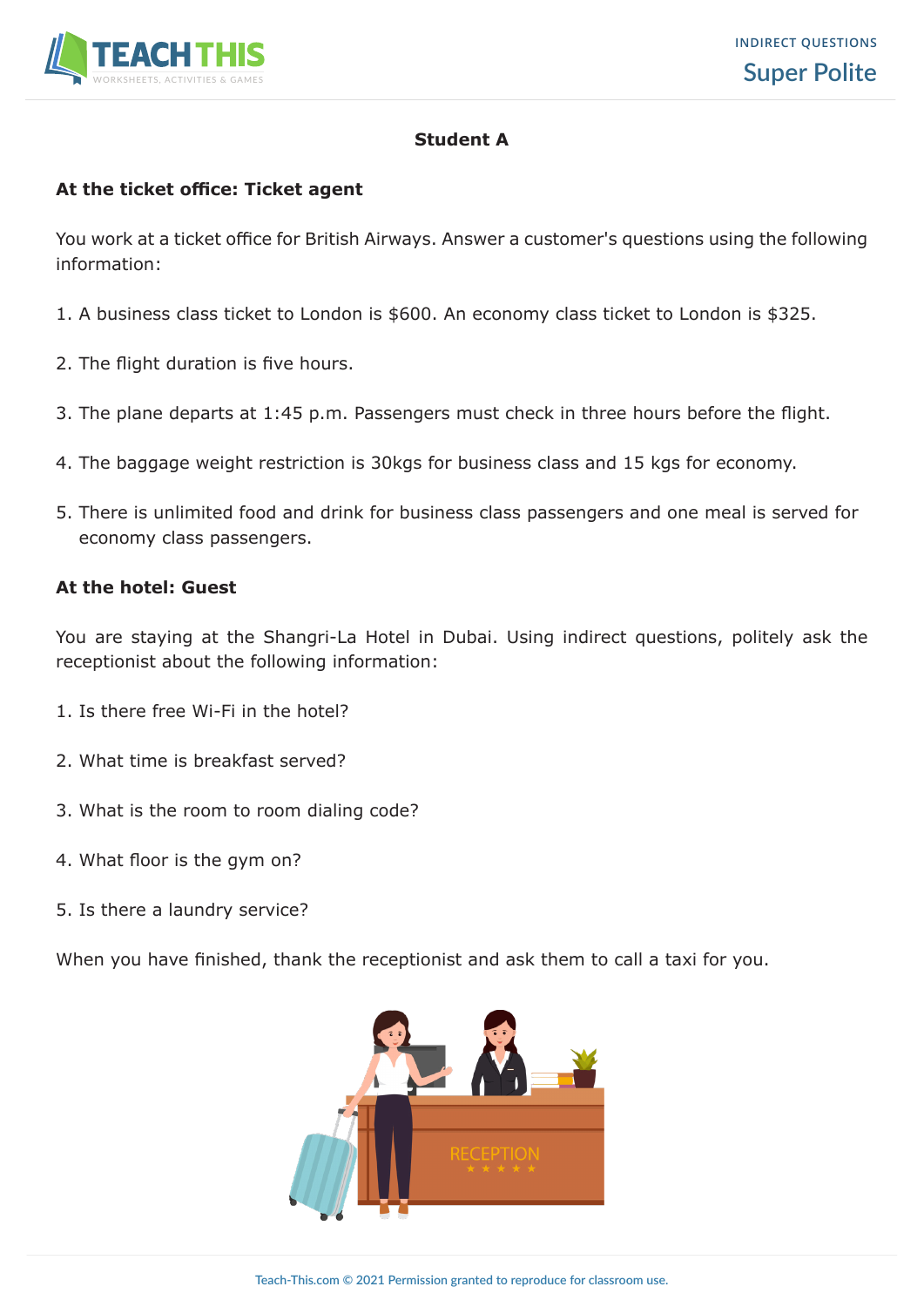## Student A

### At the ticket office: Ticket agent

You work at a ticket office for British Airways. Answer a customer's questions using the following information:

1. A business class ticket to London is $600. An economy class ticket to London is $325.
2. The flight duration is five hours.
3. The plane departs at 1:45 p.m. Passengers must check in three hours before the flight.
4. The baggage weight restriction is 30kgs for business class and 15 kgs for economy.
5. There is unlimited food and drink for business class passengers and one meal is served for economy class passengers.

### At the hotel: Guest

You are staying at the Shangri-La Hotel in Dubai. Using indirect questions, politely ask the receptionist about the following information:

1. Is there free Wi-Fi in the hotel?
2. What time is breakfast served?
3. What is the room to room dialing code?
4. What floor is the gym on?
5. Is there a laundry service?

When you have finished, thank the receptionist and ask them to call a taxi for you.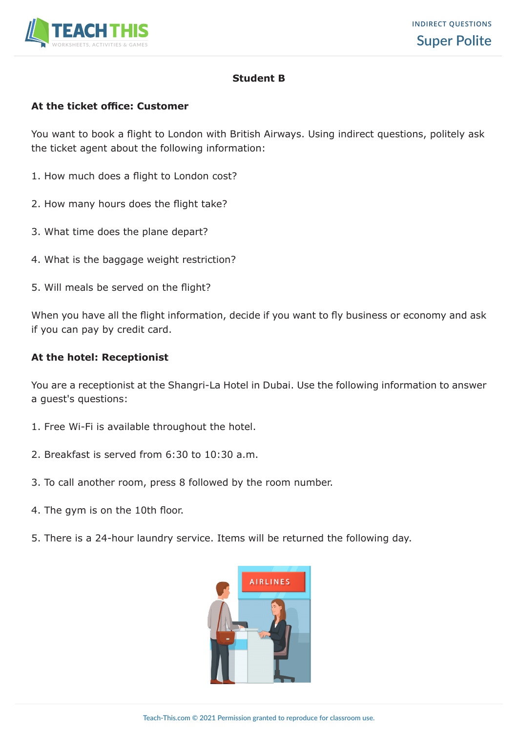## Student B

### At the ticket office: Customer

You want to book a flight to London with British Airways. Using indirect questions, politely ask the ticket agent about the following information:

1. How much does a flight to London cost?

2. How many hours does the flight take?

3. What time does the plane depart?

4. What is the baggage weight restriction?

5. Will meals be served on the flight?

When you have all the flight information, decide if you want to fly business or economy and ask if you can pay by credit card.

### At the hotel: Receptionist

You are a receptionist at the Shangri-La Hotel in Dubai. Use the following information to answer a guest's questions:

1. Free Wi-Fi is available throughout the hotel.

2. Breakfast is served from 6:30 to 10:30 a.m.

3. To call another room, press 8 followed by the room number.

4. The gym is on the 10th floor.

5. There is a 24-hour laundry service. Items will be returned the following day.